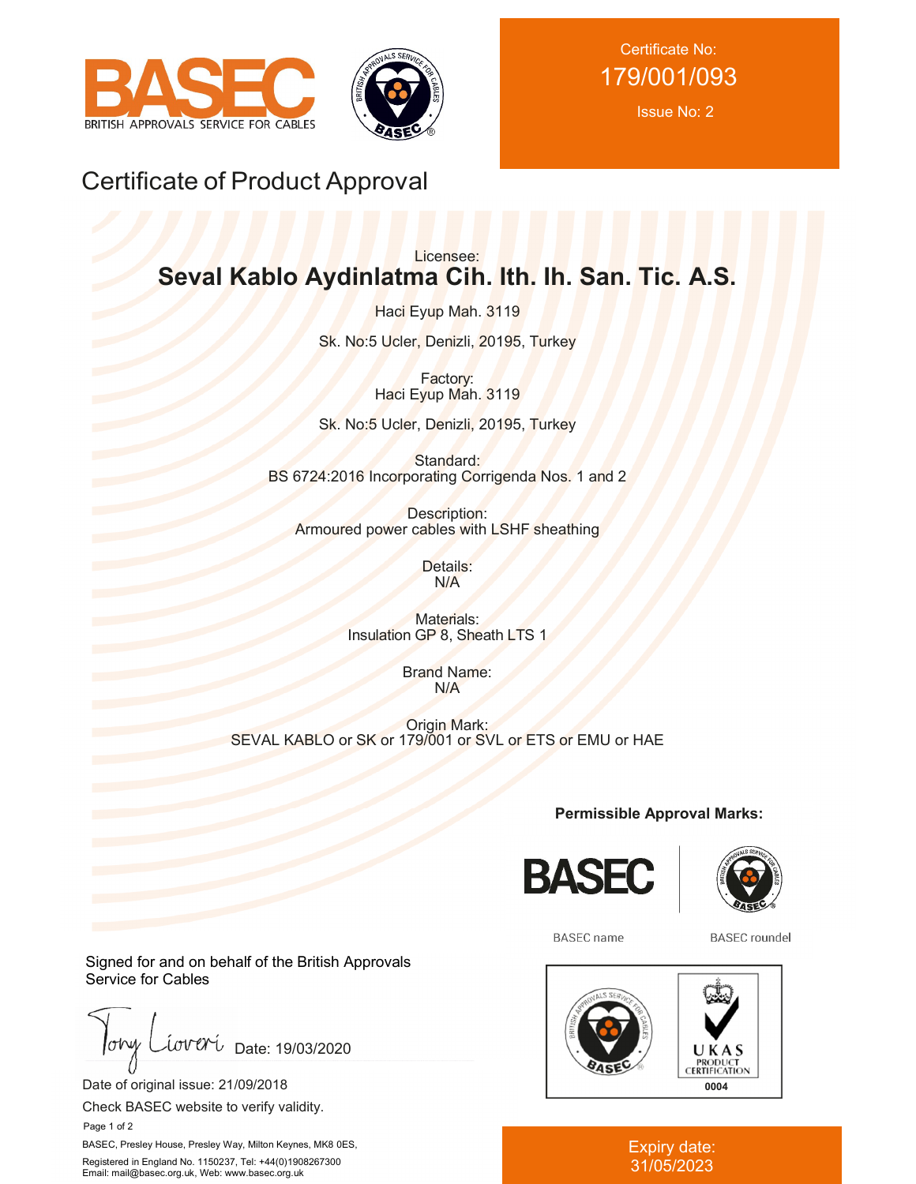BASEC
BRITISH APPROVALS SERVICE FOR CABLES

Certificate No:
179/001/093
Issue No: 2

# Certificate of Product Approval

Licensee:
**Seval Kablo Aydinlatma Cih. Ith. Ih. San. Tic. A.S.**

Haci Eyup Mah. 3119

Sk. No:5 Ucler, Denizli, 20195, Turkey

Factory:
Haci Eyup Mah. 3119

Sk. No:5 Ucler, Denizli, 20195, Turkey

Standard:
BS 6724:2016 Incorporating Corrigenda Nos. 1 and 2

Description:
Armoured power cables with LSHF sheathing

Details:
N/A

Materials:
Insulation GP 8, Sheath LTS 1

Brand Name:
N/A

Origin Mark:
SEVAL KABLO or SK or 179/001 or SVL or ETS or EMU or HAE

**Permissible Approval Marks:**

BASEC name

BASEC roundel

UKAS PRODUCT CERTIFICATION 0004

Signed for and on behalf of the British Approvals Service for Cables

Date: 19/03/2020

Date of original issue: 21/09/2018

Check BASEC website to verify validity.

BASEC, Presley House, Presley Way, Milton Keynes, MK8 0ES,

Registered in England No. 1150237, Tel: +44(0)1908267300
Email: mail@basec.org.uk, Web: www.basec.org.uk

Expiry date:
31/05/2023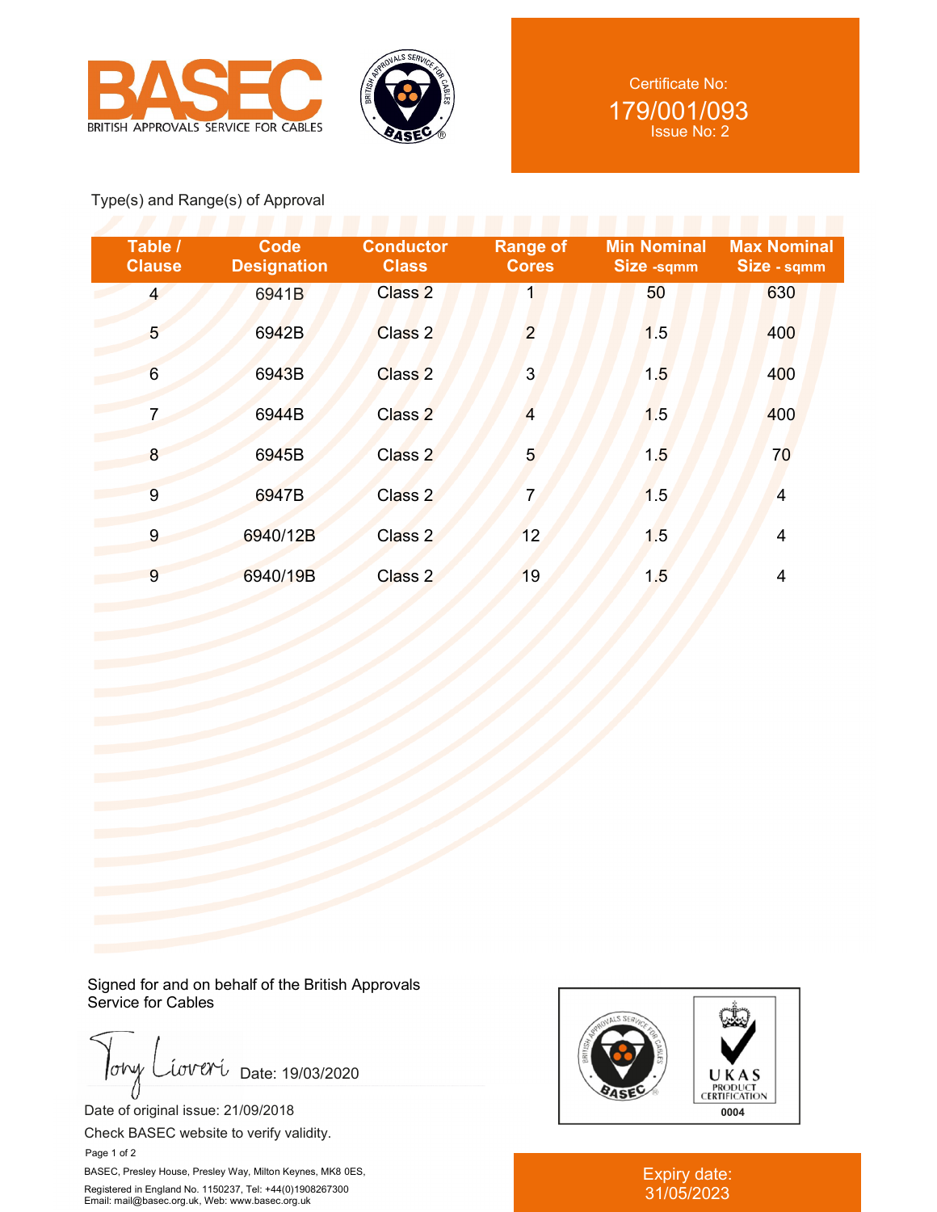BASEC

BRITISH APPROVALS SERVICE FOR CABLES

Certificate No:
179/001/093
Issue No: 2

Type(s) and Range(s) of Approval

| Table / Clause | Code Designation | Conductor Class | Range of Cores | Min Nominal Size -sqmm | Max Nominal Size - sqmm |
|---|---|---|---|---|---|
| 4 | 6941B | Class 2 | 1 | 50 | 630 |
| 5 | 6942B | Class 2 | 2 | 1.5 | 400 |
| 6 | 6943B | Class 2 | 3 | 1.5 | 400 |
| 7 | 6944B | Class 2 | 4 | 1.5 | 400 |
| 8 | 6945B | Class 2 | 5 | 1.5 | 70 |
| 9 | 6947B | Class 2 | 7 | 1.5 | 4 |
| 9 | 6940/12B | Class 2 | 12 | 1.5 | 4 |
| 9 | 6940/19B | Class 2 | 19 | 1.5 | 4 |

Signed for and on behalf of the British Approvals Service for Cables

Tony Liveri Date: 19/03/2020

Date of original issue: 21/09/2018

Check BASEC website to verify validity.

UKAS PRODUCT CERTIFICATION 0004

BASEC, Presley House, Presley Way, Milton Keynes, MK8 0ES,

Registered in England No. 1150237, Tel: +44(0)1908267300

Email: mail@basec.org.uk, Web: www.basec.org.uk

Expiry date:
31/05/2023